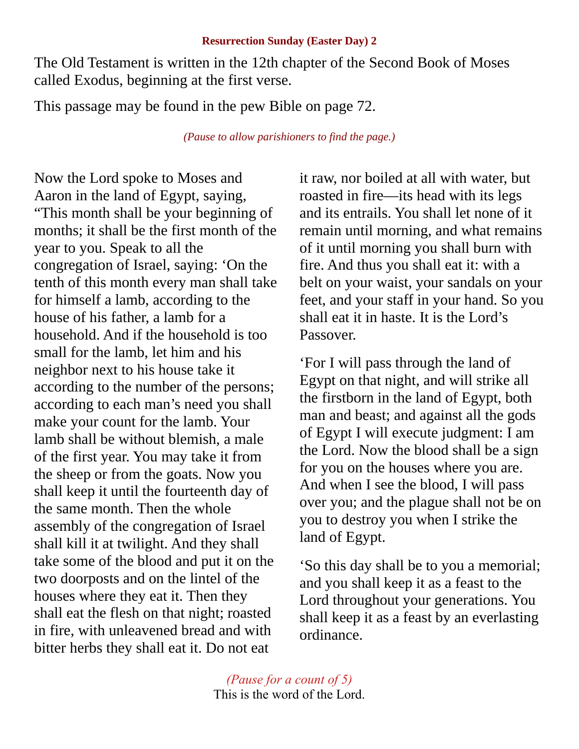**Resurrection Sunday (Easter Day) 2**

The Old Testament is written in the 12th chapter of the Second Book of Moses called Exodus, beginning at the first verse.

This passage may be found in the pew Bible on page 72.

*(Pause to allow parishioners to find the page.)*

Now the Lord spoke to Moses and Aaron in the land of Egypt, saying, "This month shall be your beginning of months; it shall be the first month of the year to you. Speak to all the congregation of Israel, saying: 'On the tenth of this month every man shall take for himself a lamb, according to the house of his father, a lamb for a household. And if the household is too small for the lamb, let him and his neighbor next to his house take it according to the number of the persons; according to each man's need you shall make your count for the lamb. Your lamb shall be without blemish, a male of the first year. You may take it from the sheep or from the goats. Now you shall keep it until the fourteenth day of the same month. Then the whole assembly of the congregation of Israel shall kill it at twilight. And they shall take some of the blood and put it on the two doorposts and on the lintel of the houses where they eat it. Then they shall eat the flesh on that night; roasted in fire, with unleavened bread and with bitter herbs they shall eat it. Do not eat it raw, nor boiled at all with water, but roasted in fire—its head with its legs and its entrails. You shall let none of it remain until morning, and what remains of it until morning you shall burn with fire. And thus you shall eat it: with a belt on your waist, your sandals on your feet, and your staff in your hand. So you shall eat it in haste. It is the Lord's Passover.

'For I will pass through the land of Egypt on that night, and will strike all the firstborn in the land of Egypt, both man and beast; and against all the gods of Egypt I will execute judgment: I am the Lord. Now the blood shall be a sign for you on the houses where you are. And when I see the blood, I will pass over you; and the plague shall not be on you to destroy you when I strike the land of Egypt.

'So this day shall be to you a memorial; and you shall keep it as a feast to the Lord throughout your generations. You shall keep it as a feast by an everlasting ordinance.

*(Pause for a count of 5)*

This is the word of the Lord.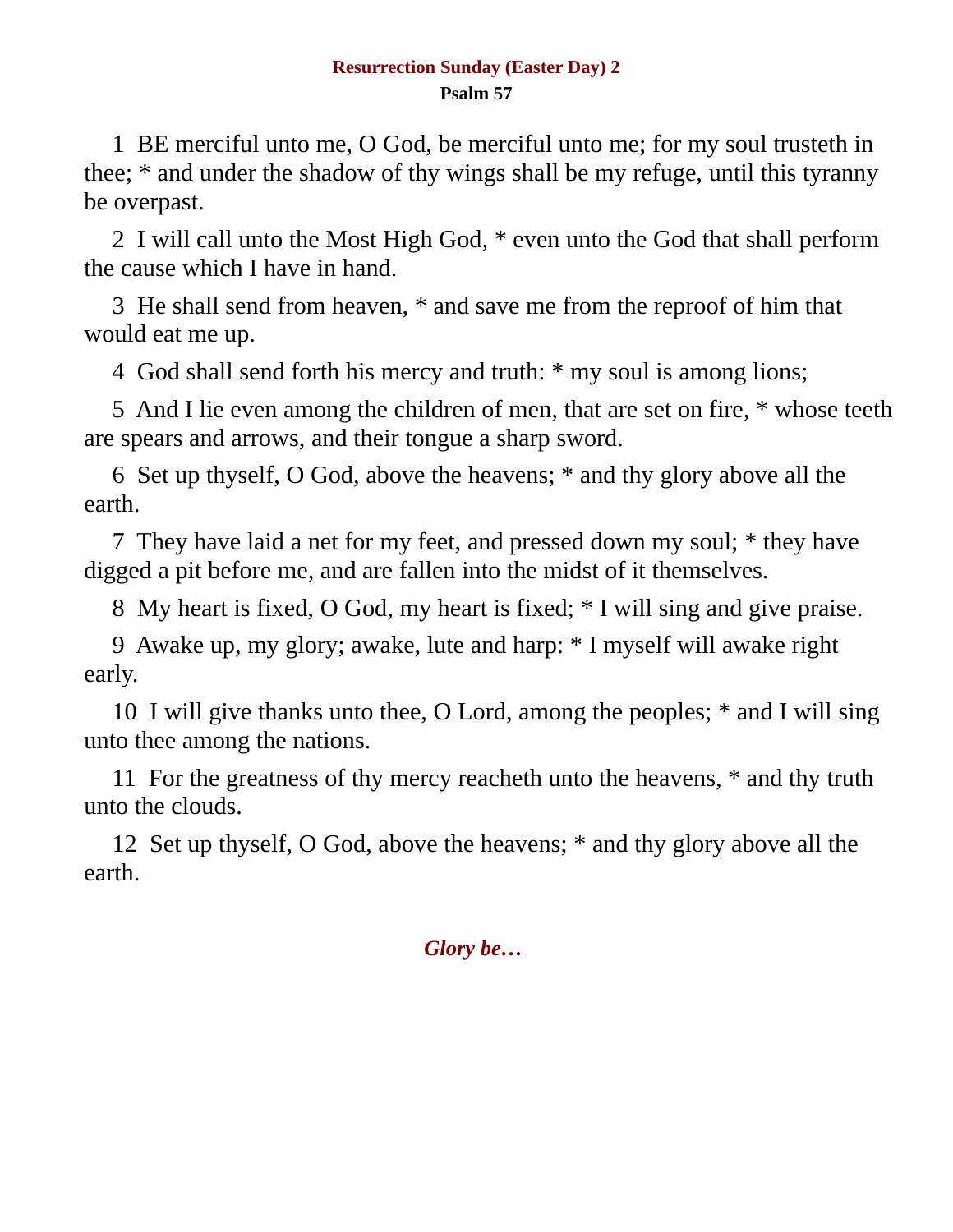## Resurrection Sunday (Easter Day) 2

### Psalm 57

1 BE merciful unto me, O God, be merciful unto me; for my soul trusteth in thee; * and under the shadow of thy wings shall be my refuge, until this tyranny be overpast.

2 I will call unto the Most High God, * even unto the God that shall perform the cause which I have in hand.

3 He shall send from heaven, * and save me from the reproof of him that would eat me up.

4 God shall send forth his mercy and truth: * my soul is among lions;

5 And I lie even among the children of men, that are set on fire, * whose teeth are spears and arrows, and their tongue a sharp sword.

6 Set up thyself, O God, above the heavens; * and thy glory above all the earth.

7 They have laid a net for my feet, and pressed down my soul; * they have digged a pit before me, and are fallen into the midst of it themselves.

8 My heart is fixed, O God, my heart is fixed; * I will sing and give praise.

9 Awake up, my glory; awake, lute and harp: * I myself will awake right early.

10 I will give thanks unto thee, O Lord, among the peoples; * and I will sing unto thee among the nations.

11 For the greatness of thy mercy reacheth unto the heavens, * and thy truth unto the clouds.

12 Set up thyself, O God, above the heavens; * and thy glory above all the earth.

***Glory be…***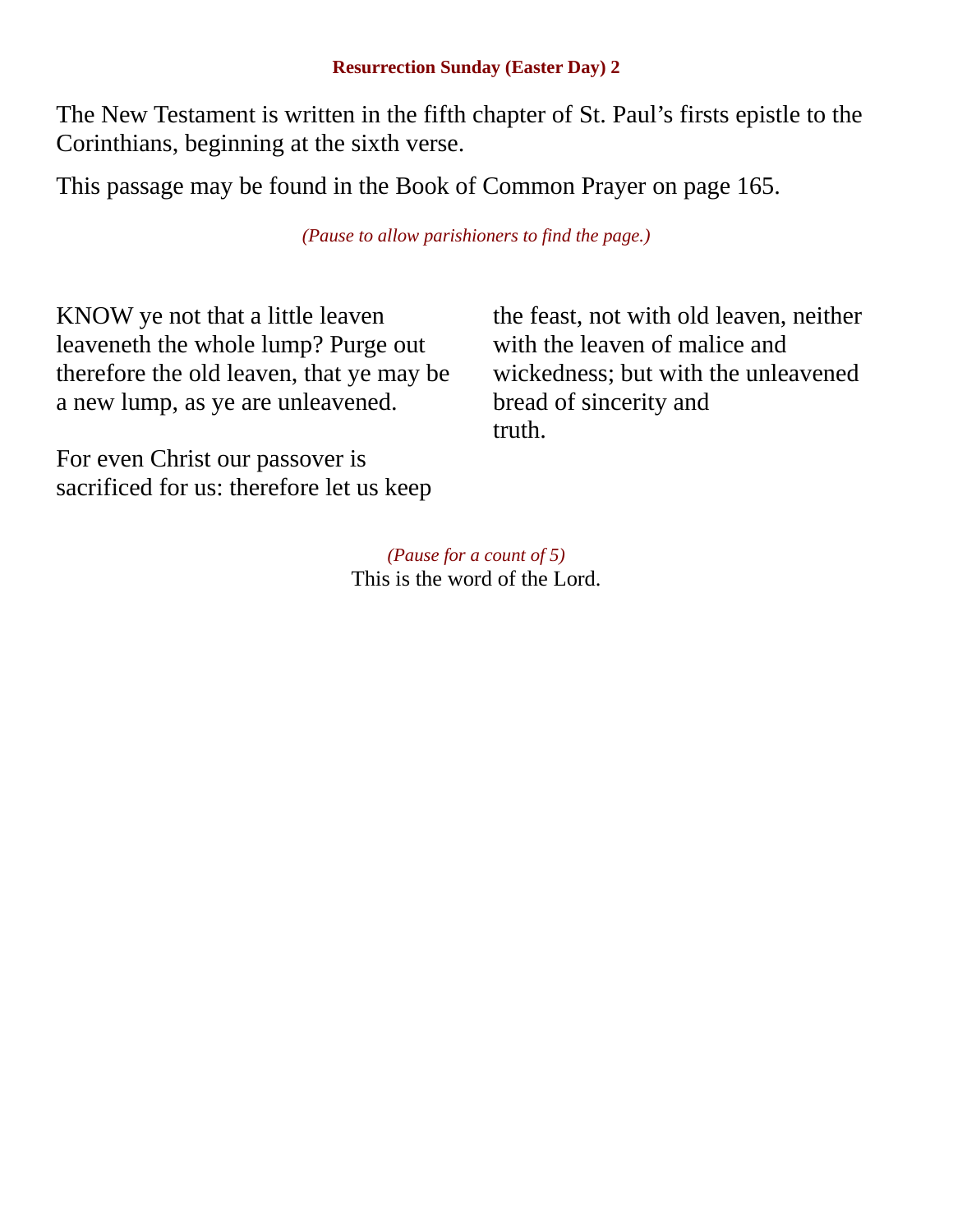**Resurrection Sunday (Easter Day) 2**

The New Testament is written in the fifth chapter of St. Paul's firsts epistle to the Corinthians, beginning at the sixth verse.

This passage may be found in the Book of Common Prayer on page 165.

*(Pause to allow parishioners to find the page.)*

KNOW ye not that a little leaven leaveneth the whole lump? Purge out therefore the old leaven, that ye may be a new lump, as ye are unleavened.

For even Christ our passover is sacrificed for us: therefore let us keep the feast, not with old leaven, neither with the leaven of malice and wickedness; but with the unleavened bread of sincerity and truth.

*(Pause for a count of 5)*

This is the word of the Lord.